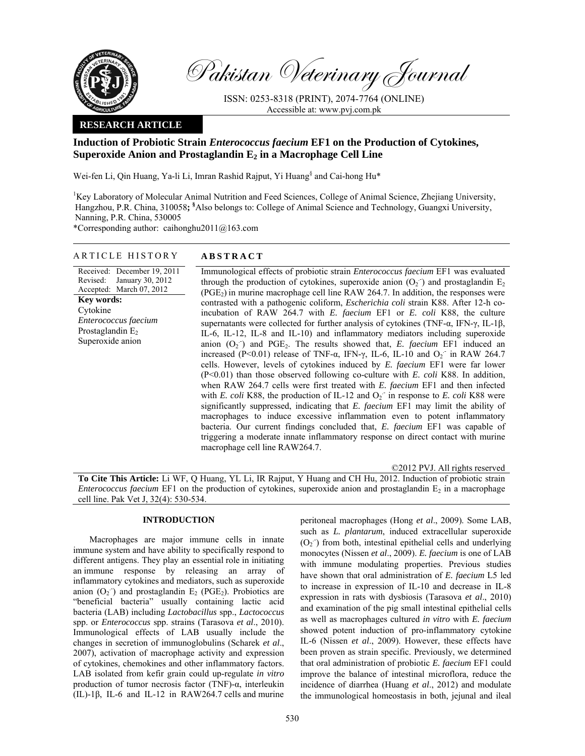Pakistan Veterinary Journal

ISSN: 0253-8318 (PRINT), 2074-7764 (ONLINE)
Accessible at: www.pvj.com.pk

**RESEARCH ARTICLE**

# Induction of Probiotic Strain *Enterococcus faecium* EF1 on the Production of Cytokines, Superoxide Anion and Prostaglandin $E_2$ in a Macrophage Cell Line

Wei-fen Li, Qin Huang, Ya-li Li, Imran Rashid Rajput, Yi Huang[§] and Cai-hong Hu*

[1]Key Laboratory of Molecular Animal Nutrition and Feed Sciences, College of Animal Science, Zhejiang University, Hangzhou, P.R. China, 310058; [§]Also belongs to: College of Animal Science and Technology, Guangxi University, Nanning, P.R. China, 530005

*Corresponding author: caihonghu2011@163.com

## ARTICLE HISTORY

Received: December 19, 2011
Revised: January 30, 2012
Accepted: March 07, 2012

**Key words:**
Cytokine
*Enterococcus faecium*
Prostaglandin $E_2$
Superoxide anion

## ABSTRACT

Immunological effects of probiotic strain *Enterococcus faecium* EF1 was evaluated through the production of cytokines, superoxide anion ($O_2^{\cdot-}$) and prostaglandin $E_2$ ($PGE_2$) in murine macrophage cell line RAW 264.7. In addition, the responses were contrasted with a pathogenic coliform, *Escherichia coli* strain K88. After 12-h co-incubation of RAW 264.7 with *E. faecium* EF1 or *E. coli* K88, the culture supernatants were collected for further analysis of cytokines (TNF-α, IFN-γ, IL-1β, IL-6, IL-12, IL-8 and IL-10) and inflammatory mediators including superoxide anion ($O_2^{\cdot-}$) and $PGE_2$. The results showed that, *E. faecium* EF1 induced an increased ($P<0.01$) release of TNF-α, IFN-γ, IL-6, IL-10 and $O_2^{\cdot-}$ in RAW 264.7 cells. However, levels of cytokines induced by *E. faecium* EF1 were far lower ($P<0.01$) than those observed following co-culture with *E. coli* K88. In addition, when RAW 264.7 cells were first treated with *E. faecium* EF1 and then infected with *E. coli* K88, the production of IL-12 and $O_2^{\cdot-}$ in response to *E. coli* K88 were significantly suppressed, indicating that *E. faecium* EF1 may limit the ability of macrophages to induce excessive inflammation even to potent inflammatory bacteria. Our current findings concluded that, *E. faecium* EF1 was capable of triggering a moderate innate inflammatory response on direct contact with murine macrophage cell line RAW264.7.

©2012 PVJ. All rights reserved

**To Cite This Article:** Li WF, Q Huang, YL Li, IR Rajput, Y Huang and CH Hu, 2012. Induction of probiotic strain *Enterococcus faecium* EF1 on the production of cytokines, superoxide anion and prostaglandin $E_2$ in a macrophage cell line. Pak Vet J, 32(4): 530-534.

## INTRODUCTION

Macrophages are major immune cells in innate immune system and have ability to specifically respond to different antigens. They play an essential role in initiating an immune response by releasing an array of inflammatory cytokines and mediators, such as superoxide anion ($O_2^{\cdot-}$) and prostaglandin $E_2$ ($PGE_2$). Probiotics are "beneficial bacteria" usually containing lactic acid bacteria (LAB) including *Lactobacillus* spp., *Lactococcus* spp. or *Enterococcus* spp. strains (Tarasova *et al*., 2010). Immunological effects of LAB usually include the changes in secretion of immunoglobulins (Scharek *et al*., 2007), activation of macrophage activity and expression of cytokines, chemokines and other inflammatory factors. LAB isolated from kefir grain could up-regulate *in vitro* production of tumor necrosis factor (TNF)-α, interleukin (IL)-1β, IL-6 and IL-12 in RAW264.7 cells and murine peritoneal macrophages (Hong *et al*., 2009). Some LAB, such as *L. plantarum*, induced extracellular superoxide ($O_2^{\cdot-}$) from both, intestinal epithelial cells and underlying monocytes (Nissen *et al*., 2009). *E. faecium* is one of LAB with immune modulating properties. Previous studies have shown that oral administration of *E. faecium* L5 led to increase in expression of IL-10 and decrease in IL-8 expression in rats with dysbiosis (Tarasova *et al*., 2010) and examination of the pig small intestinal epithelial cells as well as macrophages cultured *in vitro* with *E. faecium* showed potent induction of pro-inflammatory cytokine IL-6 (Nissen *et al*., 2009). However, these effects have been proven as strain specific. Previously, we determined that oral administration of probiotic *E. faecium* EF1 could improve the balance of intestinal microflora, reduce the incidence of diarrhea (Huang *et al*., 2012) and modulate the immunological homeostasis in both, jejunal and ileal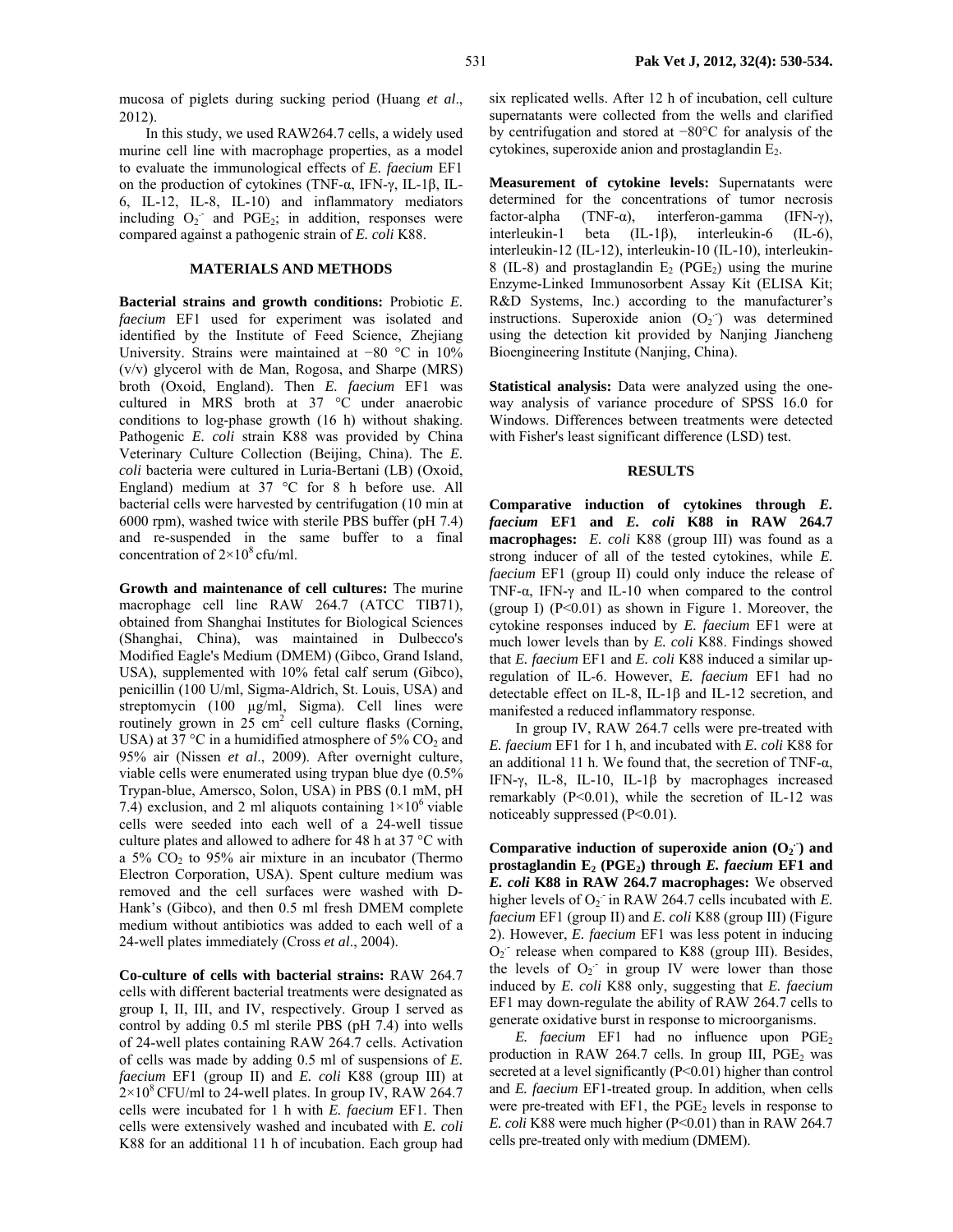mucosa of piglets during sucking period (Huang *et al*., 2012).

In this study, we used RAW264.7 cells, a widely used murine cell line with macrophage properties, as a model to evaluate the immunological effects of *E. faecium* EF1 on the production of cytokines (TNF-α, IFN-γ, IL-1β, IL-6, IL-12, IL-8, IL-10) and inflammatory mediators including $O_2^-$ and $PGE_2$; in addition, responses were compared against a pathogenic strain of *E. coli* K88.

## MATERIALS AND METHODS

**Bacterial strains and growth conditions:** Probiotic *E. faecium* EF1 used for experiment was isolated and identified by the Institute of Feed Science, Zhejiang University. Strains were maintained at −80 °C in 10% (v/v) glycerol with de Man, Rogosa, and Sharpe (MRS) broth (Oxoid, England). Then *E. faecium* EF1 was cultured in MRS broth at 37 °C under anaerobic conditions to log-phase growth (16 h) without shaking. Pathogenic *E. coli* strain K88 was provided by China Veterinary Culture Collection (Beijing, China). The *E. coli* bacteria were cultured in Luria-Bertani (LB) (Oxoid, England) medium at 37 °C for 8 h before use. All bacterial cells were harvested by centrifugation (10 min at 6000 rpm), washed twice with sterile PBS buffer (pH 7.4) and re-suspended in the same buffer to a final concentration of $2\times10^8$ cfu/ml.

**Growth and maintenance of cell cultures:** The murine macrophage cell line RAW 264.7 (ATCC TIB71), obtained from Shanghai Institutes for Biological Sciences (Shanghai, China), was maintained in Dulbecco's Modified Eagle's Medium (DMEM) (Gibco, Grand Island, USA), supplemented with 10% fetal calf serum (Gibco), penicillin (100 U/ml, Sigma-Aldrich, St. Louis, USA) and streptomycin (100 µg/ml, Sigma). Cell lines were routinely grown in 25 $cm^2$ cell culture flasks (Corning, USA) at 37 °C in a humidified atmosphere of 5% $CO_2$ and 95% air (Nissen *et al*., 2009). After overnight culture, viable cells were enumerated using trypan blue dye (0.5% Trypan-blue, Amersco, Solon, USA) in PBS (0.1 mM, pH 7.4) exclusion, and 2 ml aliquots containing $1\times10^6$ viable cells were seeded into each well of a 24-well tissue culture plates and allowed to adhere for 48 h at 37 °C with a 5% $CO_2$ to 95% air mixture in an incubator (Thermo Electron Corporation, USA). Spent culture medium was removed and the cell surfaces were washed with D-Hank's (Gibco), and then 0.5 ml fresh DMEM complete medium without antibiotics was added to each well of a 24-well plates immediately (Cross *et al*., 2004).

**Co-culture of cells with bacterial strains:** RAW 264.7 cells with different bacterial treatments were designated as group I, II, III, and IV, respectively. Group I served as control by adding 0.5 ml sterile PBS (pH 7.4) into wells of 24-well plates containing RAW 264.7 cells. Activation of cells was made by adding 0.5 ml of suspensions of *E. faecium* EF1 (group II) and *E. coli* K88 (group III) at $2\times10^8$ CFU/ml to 24-well plates. In group IV, RAW 264.7 cells were incubated for 1 h with *E. faecium* EF1. Then cells were extensively washed and incubated with *E. coli* K88 for an additional 11 h of incubation. Each group had six replicated wells. After 12 h of incubation, cell culture supernatants were collected from the wells and clarified by centrifugation and stored at −80°C for analysis of the cytokines, superoxide anion and prostaglandin $E_2$.

**Measurement of cytokine levels:** Supernatants were determined for the concentrations of tumor necrosis factor-alpha (TNF-α), interferon-gamma (IFN-γ), interleukin-1 beta (IL-1β), interleukin-6 (IL-6), interleukin-12 (IL-12), interleukin-10 (IL-10), interleukin-8 (IL-8) and prostaglandin $E_2$ ($PGE_2$) using the murine Enzyme-Linked Immunosorbent Assay Kit (ELISA Kit; R&D Systems, Inc.) according to the manufacturer's instructions. Superoxide anion ($O_2^-$) was determined using the detection kit provided by Nanjing Jiancheng Bioengineering Institute (Nanjing, China).

**Statistical analysis:** Data were analyzed using the one-way analysis of variance procedure of SPSS 16.0 for Windows. Differences between treatments were detected with Fisher's least significant difference (LSD) test.

## RESULTS

**Comparative induction of cytokines through *E. faecium* EF1 and *E. coli* K88 in RAW 264.7 macrophages:** *E. coli* K88 (group III) was found as a strong inducer of all of the tested cytokines, while *E. faecium* EF1 (group II) could only induce the release of TNF-α, IFN-γ and IL-10 when compared to the control (group I) ($P<0.01$) as shown in Figure 1. Moreover, the cytokine responses induced by *E. faecium* EF1 were at much lower levels than by *E. coli* K88. Findings showed that *E. faecium* EF1 and *E. coli* K88 induced a similar up-regulation of IL-6. However, *E. faecium* EF1 had no detectable effect on IL-8, IL-1β and IL-12 secretion, and manifested a reduced inflammatory response.

In group IV, RAW 264.7 cells were pre-treated with *E. faecium* EF1 for 1 h, and incubated with *E. coli* K88 for an additional 11 h. We found that, the secretion of TNF-α, IFN-γ, IL-8, IL-10, IL-1β by macrophages increased remarkably ($P<0.01$), while the secretion of IL-12 was noticeably suppressed ($P<0.01$).

**Comparative induction of superoxide anion ($O_2^-$) and prostaglandin $E_2$ ($PGE_2$) through *E. faecium* EF1 and *E. coli* K88 in RAW 264.7 macrophages:** We observed higher levels of $O_2^-$ in RAW 264.7 cells incubated with *E. faecium* EF1 (group II) and *E. coli* K88 (group III) (Figure 2). However, *E. faecium* EF1 was less potent in inducing $O_2^-$ release when compared to K88 (group III). Besides, the levels of $O_2^-$ in group IV were lower than those induced by *E. coli* K88 only, suggesting that *E. faecium* EF1 may down-regulate the ability of RAW 264.7 cells to generate oxidative burst in response to microorganisms.

*E. faecium* EF1 had no influence upon $PGE_2$ production in RAW 264.7 cells. In group III, $PGE_2$ was secreted at a level significantly ($P<0.01$) higher than control and *E. faecium* EF1-treated group. In addition, when cells were pre-treated with EF1, the $PGE_2$ levels in response to *E. coli* K88 were much higher ($P<0.01$) than in RAW 264.7 cells pre-treated only with medium (DMEM).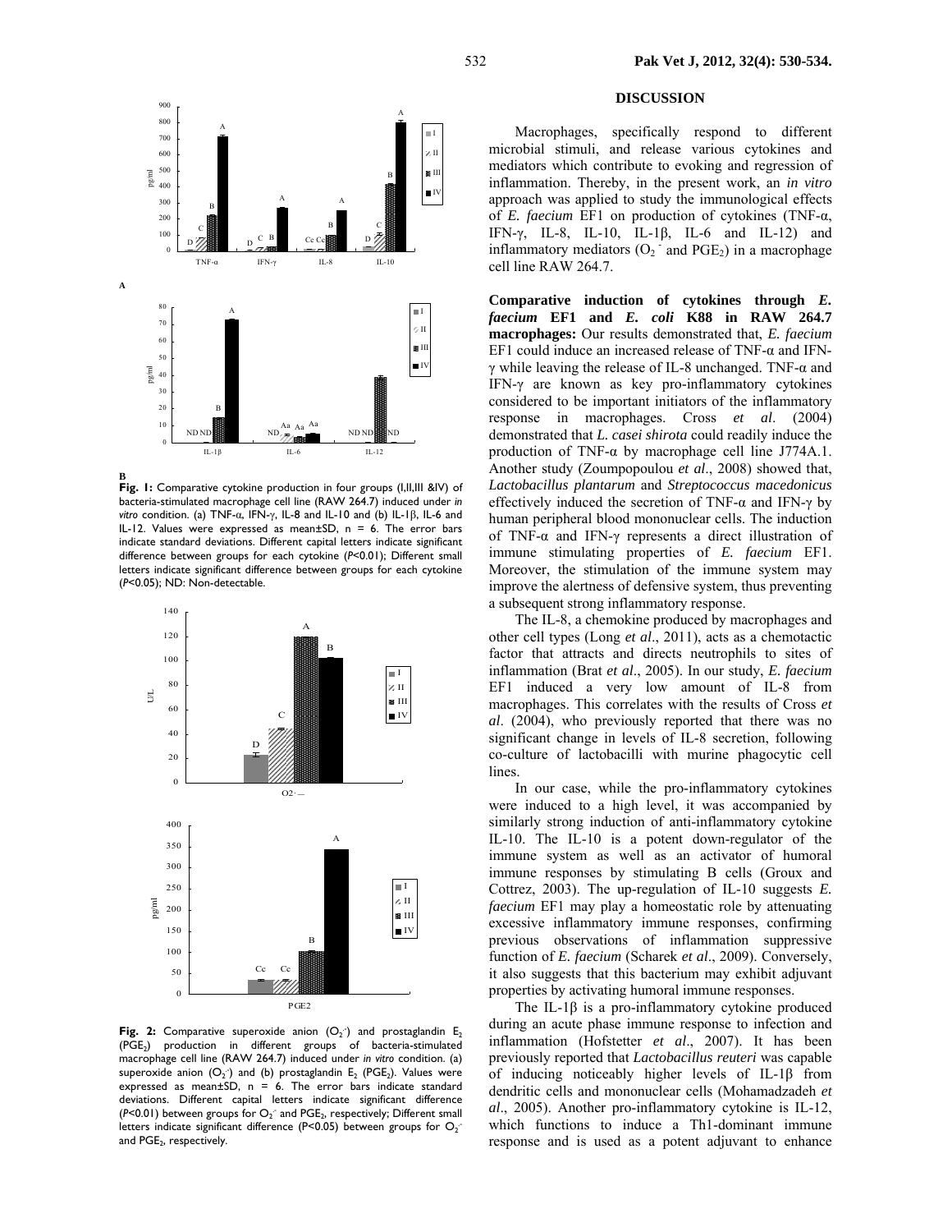**Fig. 1:** Comparative cytokine production in four groups (I,II,III &IV) of bacteria-stimulated macrophage cell line (RAW 264.7) induced under *in vitro* condition. (a) TNF-α, IFN-γ, IL-8 and IL-10 and (b) IL-1β, IL-6 and IL-12. Values were expressed as mean±SD, n = 6. The error bars indicate standard deviations. Different capital letters indicate significant difference between groups for each cytokine ($P<0.01$); Different small letters indicate significant difference between groups for each cytokine ($P<0.05$); ND: Non-detectable.

**Fig. 2:** Comparative superoxide anion ($O_2^{\cdot-}$) and prostaglandin $E_2$ ($PGE_2$) production in different groups of bacteria-stimulated macrophage cell line (RAW 264.7) induced under *in vitro* condition. (a) superoxide anion ($O_2^{\cdot-}$) and (b) prostaglandin $E_2$ ($PGE_2$). Values were expressed as mean±SD, n = 6. The error bars indicate standard deviations. Different capital letters indicate significant difference ($P<0.01$) between groups for $O_2^{\cdot-}$ and $PGE_2$, respectively; Different small letters indicate significant difference ($P<0.05$) between groups for $O_2^{\cdot-}$ and $PGE_2$, respectively.

## DISCUSSION

Macrophages, specifically respond to different microbial stimuli, and release various cytokines and mediators which contribute to evoking and regression of inflammation. Thereby, in the present work, an *in vitro* approach was applied to study the immunological effects of *E. faecium* EF1 on production of cytokines (TNF-α, IFN-γ, IL-8, IL-10, IL-1β, IL-6 and IL-12) and inflammatory mediators ($O_2^{\cdot-}$ and $PGE_2$) in a macrophage cell line RAW 264.7.

**Comparative induction of cytokines through *E. faecium* EF1 and *E. coli* K88 in RAW 264.7 macrophages:** Our results demonstrated that, *E. faecium* EF1 could induce an increased release of TNF-α and IFN-γ while leaving the release of IL-8 unchanged. TNF-α and IFN-γ are known as key pro-inflammatory cytokines considered to be important initiators of the inflammatory response in macrophages. Cross *et al*. (2004) demonstrated that *L. casei shirota* could readily induce the production of TNF-α by macrophage cell line J774A.1. Another study (Zoumpopoulou *et al*., 2008) showed that, *Lactobacillus plantarum* and *Streptococcus macedonicus* effectively induced the secretion of TNF-α and IFN-γ by human peripheral blood mononuclear cells. The induction of TNF-α and IFN-γ represents a direct illustration of immune stimulating properties of *E. faecium* EF1. Moreover, the stimulation of the immune system may improve the alertness of defensive system, thus preventing a subsequent strong inflammatory response.

The IL-8, a chemokine produced by macrophages and other cell types (Long *et al*., 2011), acts as a chemotactic factor that attracts and directs neutrophils to sites of inflammation (Brat *et al*., 2005). In our study, *E. faecium* EF1 induced a very low amount of IL-8 from macrophages. This correlates with the results of Cross *et al*. (2004), who previously reported that there was no significant change in levels of IL-8 secretion, following co-culture of lactobacilli with murine phagocytic cell lines.

In our case, while the pro-inflammatory cytokines were induced to a high level, it was accompanied by similarly strong induction of anti-inflammatory cytokine IL-10. The IL-10 is a potent down-regulator of the immune system as well as an activator of humoral immune responses by stimulating B cells (Groux and Cottrez, 2003). The up-regulation of IL-10 suggests *E. faecium* EF1 may play a homeostatic role by attenuating excessive inflammatory immune responses, confirming previous observations of inflammation suppressive function of *E. faecium* (Scharek *et al*., 2009). Conversely, it also suggests that this bacterium may exhibit adjuvant properties by activating humoral immune responses.

The IL-1β is a pro-inflammatory cytokine produced during an acute phase immune response to infection and inflammation (Hofstetter *et al*., 2007). It has been previously reported that *Lactobacillus reuteri* was capable of inducing noticeably higher levels of IL-1β from dendritic cells and mononuclear cells (Mohamadzadeh *et al*., 2005). Another pro-inflammatory cytokine is IL-12, which functions to induce a Th1-dominant immune response and is used as a potent adjuvant to enhance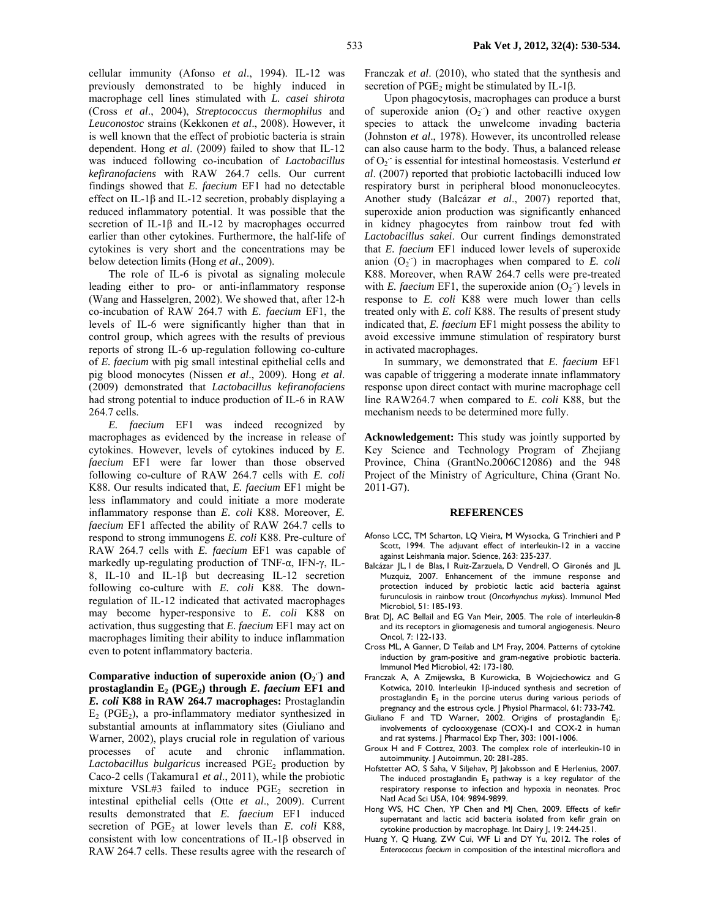cellular immunity (Afonso *et al*., 1994). IL-12 was previously demonstrated to be highly induced in macrophage cell lines stimulated with *L. casei shirota* (Cross *et al*., 2004), *Streptococcus thermophilus* and *Leuconostoc* strains (Kekkonen *et al*., 2008). However, it is well known that the effect of probiotic bacteria is strain dependent. Hong *et al*. (2009) failed to show that IL-12 was induced following co-incubation of *Lactobacillus kefiranofaciens* with RAW 264.7 cells. Our current findings showed that *E. faecium* EF1 had no detectable effect on IL-1β and IL-12 secretion, probably displaying a reduced inflammatory potential. It was possible that the secretion of IL-1β and IL-12 by macrophages occurred earlier than other cytokines. Furthermore, the half-life of cytokines is very short and the concentrations may be below detection limits (Hong *et al*., 2009).

The role of IL-6 is pivotal as signaling molecule leading either to pro- or anti-inflammatory response (Wang and Hasselgren, 2002). We showed that, after 12-h co-incubation of RAW 264.7 with *E. faecium* EF1, the levels of IL-6 were significantly higher than that in control group, which agrees with the results of previous reports of strong IL-6 up-regulation following co-culture of *E. faecium* with pig small intestinal epithelial cells and pig blood monocytes (Nissen *et al*., 2009). Hong *et al*. (2009) demonstrated that *Lactobacillus kefiranofaciens* had strong potential to induce production of IL-6 in RAW 264.7 cells.

*E. faecium* EF1 was indeed recognized by macrophages as evidenced by the increase in release of cytokines. However, levels of cytokines induced by *E. faecium* EF1 were far lower than those observed following co-culture of RAW 264.7 cells with *E. coli* K88. Our results indicated that, *E. faecium* EF1 might be less inflammatory and could initiate a more moderate inflammatory response than *E. coli* K88. Moreover, *E. faecium* EF1 affected the ability of RAW 264.7 cells to respond to strong immunogens *E. coli* K88. Pre-culture of RAW 264.7 cells with *E. faecium* EF1 was capable of markedly up-regulating production of TNF-α, IFN-γ, IL-8, IL-10 and IL-1β but decreasing IL-12 secretion following co-culture with *E. coli* K88. The down-regulation of IL-12 indicated that activated macrophages may become hyper-responsive to *E. coli* K88 on activation, thus suggesting that *E. faecium* EF1 may act on macrophages limiting their ability to induce inflammation even to potent inflammatory bacteria.

**Comparative induction of superoxide anion ($O_2^{.-}$) and prostaglandin $E_2$ ($PGE_2$) through *E. faecium* EF1 and *E. coli* K88 in RAW 264.7 macrophages:** Prostaglandin $E_2$ ($PGE_2$), a pro-inflammatory mediator synthesized in substantial amounts at inflammatory sites (Giuliano and Warner, 2002), plays crucial role in regulation of various processes of acute and chronic inflammation. *Lactobacillus bulgaricus* increased $PGE_2$ production by Caco-2 cells (Takamura1 *et al*., 2011), while the probiotic mixture VSL#3 failed to induce $PGE_2$ secretion in intestinal epithelial cells (Otte *et al*., 2009). Current results demonstrated that *E. faecium* EF1 induced secretion of $PGE_2$ at lower levels than *E. coli* K88, consistent with low concentrations of IL-1β observed in RAW 264.7 cells. These results agree with the research of Franczak *et al*. (2010), who stated that the synthesis and secretion of $PGE_2$ might be stimulated by IL-1β.

Upon phagocytosis, macrophages can produce a burst of superoxide anion ($O_2^{.-}$) and other reactive oxygen species to attack the unwelcome invading bacteria (Johnston *et al*., 1978). However, its uncontrolled release can also cause harm to the body. Thus, a balanced release of $O_2^{.-}$ is essential for intestinal homeostasis. Vesterlund *et al*. (2007) reported that probiotic lactobacilli induced low respiratory burst in peripheral blood mononucleocytes. Another study (Balcázar *et al*., 2007) reported that, superoxide anion production was significantly enhanced in kidney phagocytes from rainbow trout fed with *Lactobacillus sakei*. Our current findings demonstrated that *E. faecium* EF1 induced lower levels of superoxide anion ($O_2^{.-}$) in macrophages when compared to *E. coli* K88. Moreover, when RAW 264.7 cells were pre-treated with *E. faecium* EF1, the superoxide anion ($O_2^{.-}$) levels in response to *E. coli* K88 were much lower than cells treated only with *E. coli* K88. The results of present study indicated that, *E. faecium* EF1 might possess the ability to avoid excessive immune stimulation of respiratory burst in activated macrophages.

In summary, we demonstrated that *E. faecium* EF1 was capable of triggering a moderate innate inflammatory response upon direct contact with murine macrophage cell line RAW264.7 when compared to *E. coli* K88, but the mechanism needs to be determined more fully.

**Acknowledgement:** This study was jointly supported by Key Science and Technology Program of Zhejiang Province, China (GrantNo.2006C12086) and the 948 Project of the Ministry of Agriculture, China (Grant No. 2011-G7).

## REFERENCES

Afonso LCC, TM Scharton, LQ Vieira, M Wysocka, G Trinchieri and P Scott, 1994. The adjuvant effect of interleukin-12 in a vaccine against Leishmania major. Science, 263: 235-237.

Balcázar JL, I de Blas, I Ruiz-Zarzuela, D Vendrell, O Gironés and JL Muzquiz, 2007. Enhancement of the immune response and protection induced by probiotic lactic acid bacteria against furunculosis in rainbow trout (*Oncorhynchus mykiss*). Immunol Med Microbiol, 51: 185-193.

Brat DJ, AC Bellail and EG Van Meir, 2005. The role of interleukin-8 and its receptors in gliomagenesis and tumoral angiogenesis. Neuro Oncol, 7: 122-133.

Cross ML, A Ganner, D Teilab and LM Fray, 2004. Patterns of cytokine induction by gram-positive and gram-negative probiotic bacteria. Immunol Med Microbiol, 42: 173-180.

Franczak A, A Zmijewska, B Kurowicka, B Wojciechowicz and G Kotwica, 2010. Interleukin 1β-induced synthesis and secretion of prostaglandin $E_2$ in the porcine uterus during various periods of pregnancy and the estrous cycle. J Physiol Pharmacol, 61: 733-742.

Giuliano F and TD Warner, 2002. Origins of prostaglandin $E_2$: involvements of cyclooxygenase (COX)-1 and COX-2 in human and rat systems. J Pharmacol Exp Ther, 303: 1001-1006.

Groux H and F Cottrez, 2003. The complex role of interleukin-10 in autoimmunity. J Autoimmun, 20: 281-285.

Hofstetter AO, S Saha, V Siljehav, PJ Jakobsson and E Herlenius, 2007. The induced prostaglandin $E_2$ pathway is a key regulator of the respiratory response to infection and hypoxia in neonates. Proc Natl Acad Sci USA, 104: 9894-9899.

Hong WS, HC Chen, YP Chen and MJ Chen, 2009. Effects of kefir supernatant and lactic acid bacteria isolated from kefir grain on cytokine production by macrophage. Int Dairy J, 19: 244-251.

Huang Y, Q Huang, ZW Cui, WF Li and DY Yu, 2012. The roles of *Enterococcus faecium* in composition of the intestinal microflora and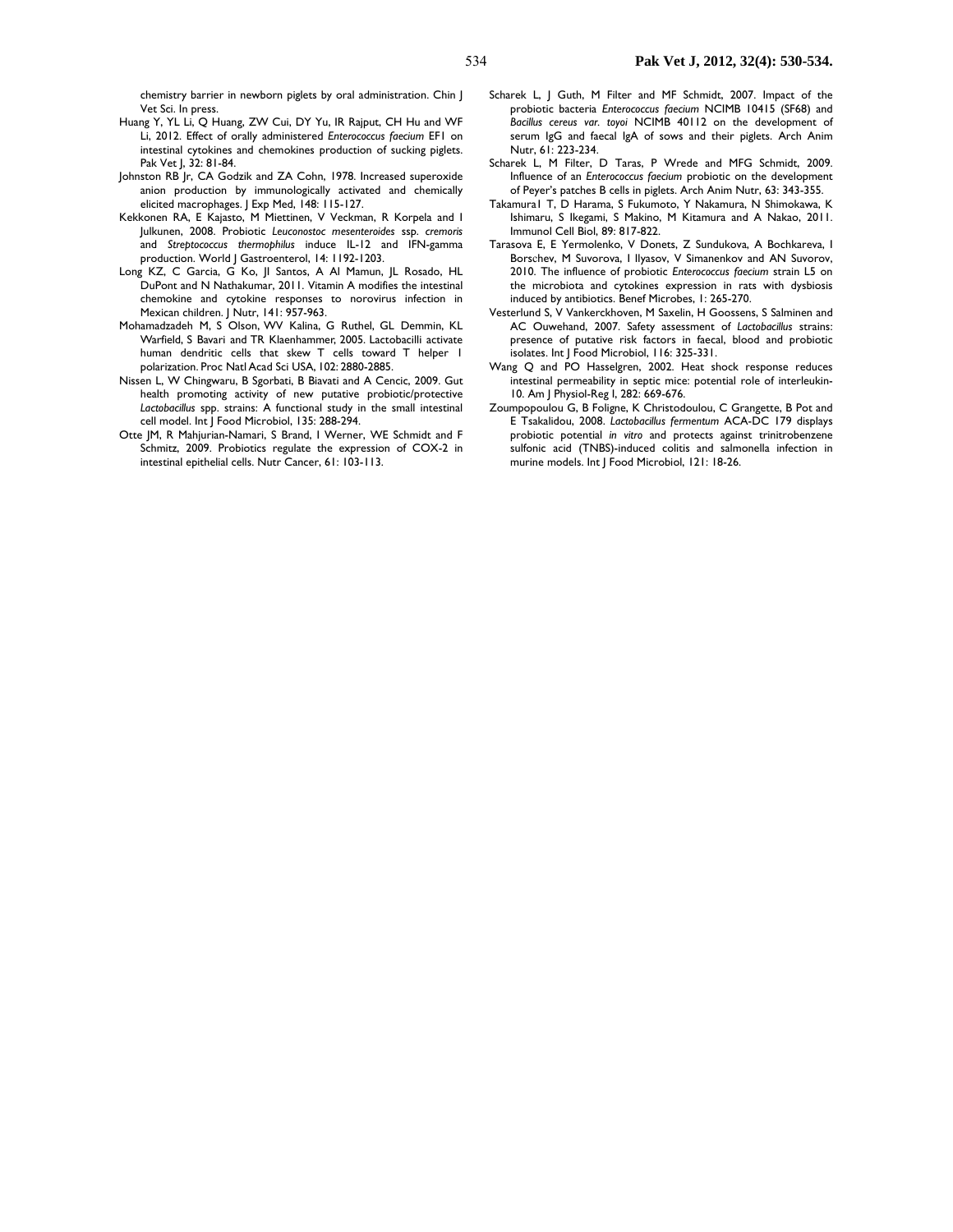chemistry barrier in newborn piglets by oral administration. Chin J Vet Sci. In press.

Huang Y, YL Li, Q Huang, ZW Cui, DY Yu, IR Rajput, CH Hu and WF Li, 2012. Effect of orally administered *Enterococcus faecium* EF1 on intestinal cytokines and chemokines production of sucking piglets. Pak Vet J, 32: 81-84.

Johnston RB Jr, CA Godzik and ZA Cohn, 1978. Increased superoxide anion production by immunologically activated and chemically elicited macrophages. J Exp Med, 148: 115-127.

Kekkonen RA, E Kajasto, M Miettinen, V Veckman, R Korpela and I Julkunen, 2008. Probiotic *Leuconostoc mesenteroides* ssp. *cremoris* and *Streptococcus thermophilus* induce IL-12 and IFN-gamma production. World J Gastroenterol, 14: 1192-1203.

Long KZ, C Garcia, G Ko, JI Santos, A Al Mamun, JL Rosado, HL DuPont and N Nathakumar, 2011. Vitamin A modifies the intestinal chemokine and cytokine responses to norovirus infection in Mexican children. J Nutr, 141: 957-963.

Mohamadzadeh M, S Olson, WV Kalina, G Ruthel, GL Demmin, KL Warfield, S Bavari and TR Klaenhammer, 2005. Lactobacilli activate human dendritic cells that skew T cells toward T helper 1 polarization. Proc Natl Acad Sci USA, 102: 2880-2885.

Nissen L, W Chingwaru, B Sgorbati, B Biavati and A Cencic, 2009. Gut health promoting activity of new putative probiotic/protective *Lactobacillus* spp. strains: A functional study in the small intestinal cell model. Int J Food Microbiol, 135: 288-294.

Otte JM, R Mahjurian-Namari, S Brand, I Werner, WE Schmidt and F Schmitz, 2009. Probiotics regulate the expression of COX-2 in intestinal epithelial cells. Nutr Cancer, 61: 103-113.

Scharek L, J Guth, M Filter and MF Schmidt, 2007. Impact of the probiotic bacteria *Enterococcus faecium* NCIMB 10415 (SF68) and *Bacillus cereus var. toyoi* NCIMB 40112 on the development of serum IgG and faecal IgA of sows and their piglets. Arch Anim Nutr, 61: 223-234.

Scharek L, M Filter, D Taras, P Wrede and MFG Schmidt, 2009. Influence of an *Enterococcus faecium* probiotic on the development of Peyer's patches B cells in piglets. Arch Anim Nutr, 63: 343-355.

Takamura1 T, D Harama, S Fukumoto, Y Nakamura, N Shimokawa, K Ishimaru, S Ikegami, S Makino, M Kitamura and A Nakao, 2011. Immunol Cell Biol, 89: 817-822.

Tarasova E, E Yermolenko, V Donets, Z Sundukova, A Bochkareva, I Borschev, M Suvorova, I Ilyasov, V Simanenkov and AN Suvorov, 2010. The influence of probiotic *Enterococcus faecium* strain L5 on the microbiota and cytokines expression in rats with dysbiosis induced by antibiotics. Benef Microbes, 1: 265-270.

Vesterlund S, V Vankerckhoven, M Saxelin, H Goossens, S Salminen and AC Ouwehand, 2007. Safety assessment of *Lactobacillus* strains: presence of putative risk factors in faecal, blood and probiotic isolates. Int J Food Microbiol, 116: 325-331.

Wang Q and PO Hasselgren, 2002. Heat shock response reduces intestinal permeability in septic mice: potential role of interleukin-10. Am J Physiol-Reg I, 282: 669-676.

Zoumpopoulou G, B Foligne, K Christodoulou, C Grangette, B Pot and E Tsakalidou, 2008. *Lactobacillus fermentum* ACA-DC 179 displays probiotic potential *in vitro* and protects against trinitrobenzene sulfonic acid (TNBS)-induced colitis and salmonella infection in murine models. Int J Food Microbiol, 121: 18-26.